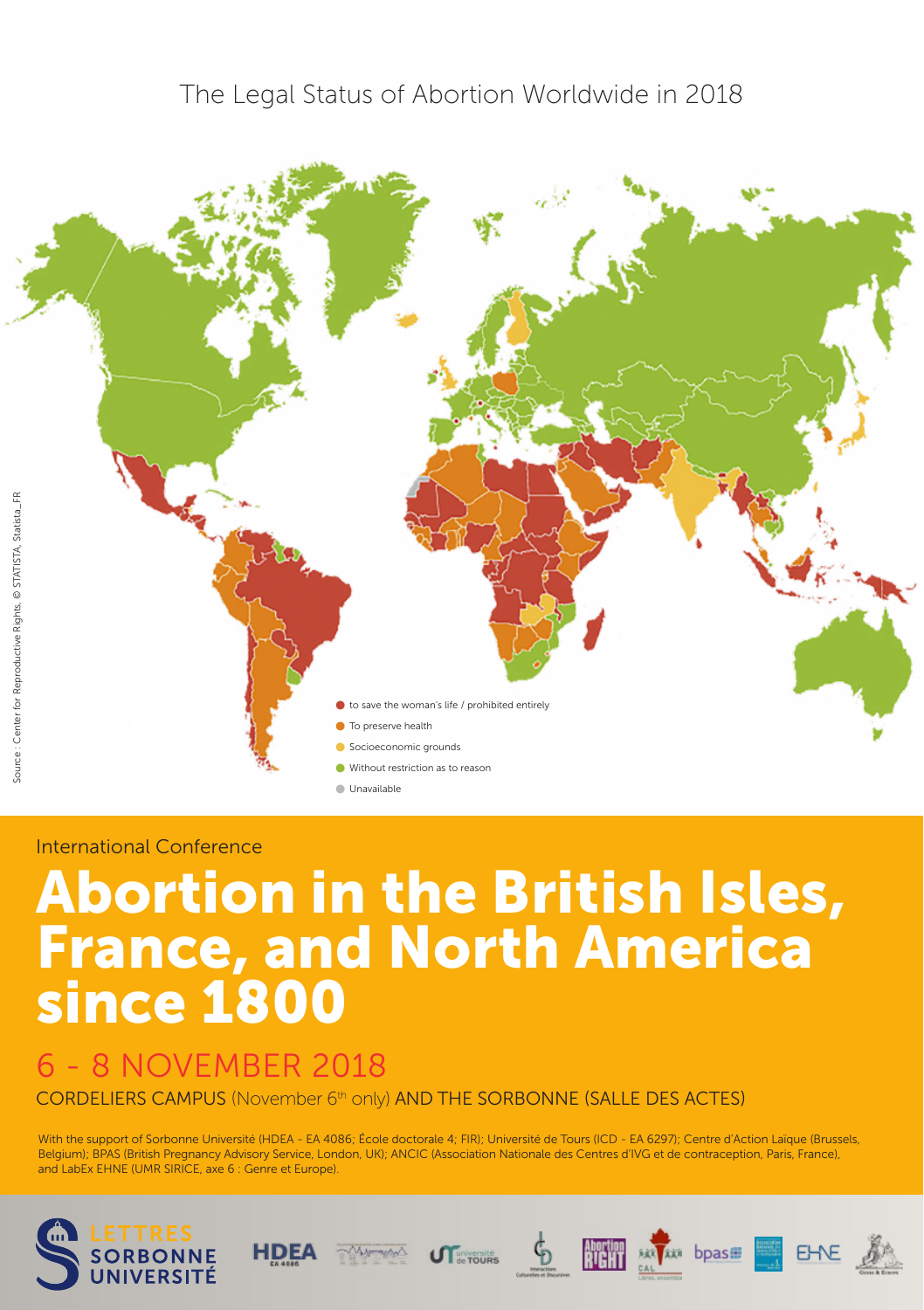# The Legal Status of Abortion Worldwide in 2018

Source : Center for Reproductive Rights, © STATISTA, Statista_FR

- to save the woman's life / prohibited entirely
- To preserve health
- Socioeconomic grounds
- Without restriction as to reason
- Unavailable

International Conference

# Abortion in the British Isles, France, and North America since 1800

## 6 - 8 NOVEMBER 2018

CORDELIERS CAMPUS (November 6th only) AND THE SORBONNE (SALLE DES ACTES)

With the support of Sorbonne Université (HDEA - EA 4086; École doctorale 4; FIR); Université de Tours (ICD - EA 6297); Centre d'Action Laïque (Brussels, Belgium); BPAS (British Pregnancy Advisory Service, London, UK); ANCIC (Association Nationale des Centres d'IVG et de contraception, Paris, France), and LabEx EHNE (UMR SIRICE, axe 6 : Genre et Europe).

LETTRES SORBONNE UNIVERSITÉ | HDEA EA 4086 | université de TOURS | Interactions Culturelles et Discursives | Abortion RIGHT | CAL Libres, ensemble | bpas | EHNE | Genre & Europe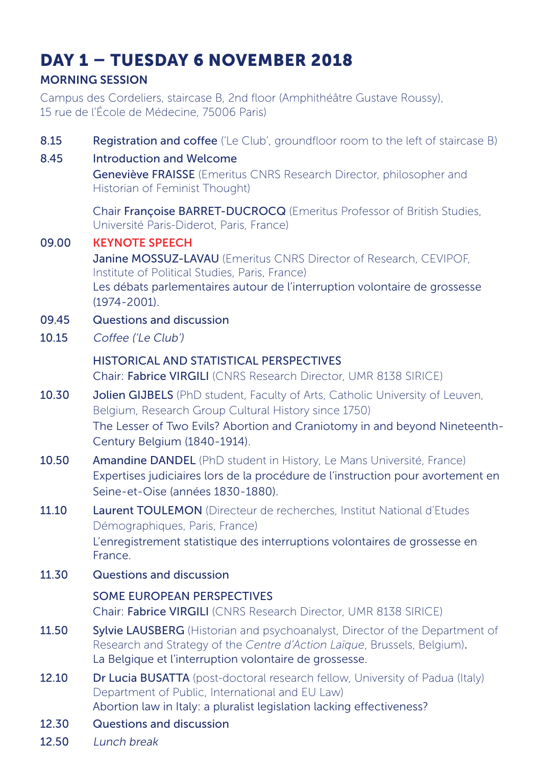# DAY 1 – TUESDAY 6 NOVEMBER 2018

## MORNING SESSION

Campus des Cordeliers, staircase B, 2nd floor (Amphithéâtre Gustave Roussy),
15 rue de l'École de Médecine, 75006 Paris)

**8.15** Registration and coffee ('Le Club', groundfloor room to the left of staircase B)

**8.45** Introduction and Welcome
**Geneviève FRAISSE** (Emeritus CNRS Research Director, philosopher and Historian of Feminist Thought)

Chair **Françoise BARRET-DUCROCQ** (Emeritus Professor of British Studies, Université Paris-Diderot, Paris, France)

**09.00** **KEYNOTE SPEECH**
**Janine MOSSUZ-LAVAU** (Emeritus CNRS Director of Research, CEVIPOF, Institute of Political Studies, Paris, France)
Les débats parlementaires autour de l'interruption volontaire de grossesse (1974-2001).

**09.45** Questions and discussion

**10.15** *Coffee ('Le Club')*

### HISTORICAL AND STATISTICAL PERSPECTIVES

Chair: **Fabrice VIRGILI** (CNRS Research Director, UMR 8138 SIRICE)

**10.30** **Jolien GIJBELS** (PhD student, Faculty of Arts, Catholic University of Leuven, Belgium, Research Group Cultural History since 1750)
The Lesser of Two Evils? Abortion and Craniotomy in and beyond Nineteenth-Century Belgium (1840-1914).

**10.50** **Amandine DANDEL** (PhD student in History, Le Mans Université, France)
Expertises judiciaires lors de la procédure de l'instruction pour avortement en Seine-et-Oise (années 1830-1880).

**11.10** **Laurent TOULEMON** (Directeur de recherches, Institut National d'Etudes Démographiques, Paris, France)
L'enregistrement statistique des interruptions volontaires de grossesse en France.

**11.30** Questions and discussion

### SOME EUROPEAN PERSPECTIVES

Chair: **Fabrice VIRGILI** (CNRS Research Director, UMR 8138 SIRICE)

**11.50** **Sylvie LAUSBERG** (Historian and psychoanalyst, Director of the Department of Research and Strategy of the *Centre d'Action Laïque*, Brussels, Belgium).
La Belgique et l'interruption volontaire de grossesse.

**12.10** **Dr Lucia BUSATTA** (post-doctoral research fellow, University of Padua (Italy) Department of Public, International and EU Law)
Abortion law in Italy: a pluralist legislation lacking effectiveness?

**12.30** Questions and discussion

**12.50** *Lunch break*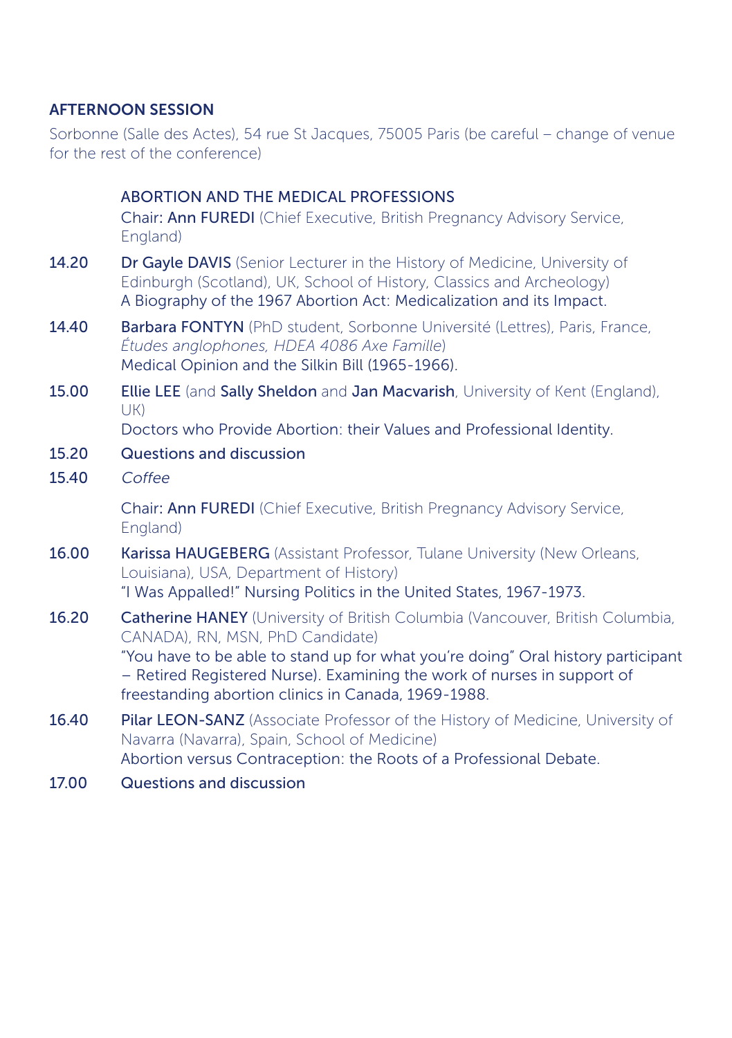## AFTERNOON SESSION

Sorbonne (Salle des Actes), 54 rue St Jacques, 75005 Paris (be careful – change of venue for the rest of the conference)

### ABORTION AND THE MEDICAL PROFESSIONS

Chair: **Ann FUREDI** (Chief Executive, British Pregnancy Advisory Service, England)

**14.20** **Dr Gayle DAVIS** (Senior Lecturer in the History of Medicine, University of Edinburgh (Scotland), UK, School of History, Classics and Archeology)
A Biography of the 1967 Abortion Act: Medicalization and its Impact.

**14.40** **Barbara FONTYN** (PhD student, Sorbonne Université (Lettres), Paris, France, *Études anglophones, HDEA 4086 Axe Famille*)
Medical Opinion and the Silkin Bill (1965-1966).

**15.00** **Ellie LEE** (and **Sally Sheldon** and **Jan Macvarish**, University of Kent (England), UK)
Doctors who Provide Abortion: their Values and Professional Identity.

**15.20** Questions and discussion

**15.40** *Coffee*

Chair: **Ann FUREDI** (Chief Executive, British Pregnancy Advisory Service, England)

**16.00** **Karissa HAUGEBERG** (Assistant Professor, Tulane University (New Orleans, Louisiana), USA, Department of History)
"I Was Appalled!" Nursing Politics in the United States, 1967-1973.

**16.20** **Catherine HANEY** (University of British Columbia (Vancouver, British Columbia, CANADA), RN, MSN, PhD Candidate)
"You have to be able to stand up for what you're doing" Oral history participant – Retired Registered Nurse). Examining the work of nurses in support of freestanding abortion clinics in Canada, 1969-1988.

**16.40** **Pilar LEON-SANZ** (Associate Professor of the History of Medicine, University of Navarra (Navarra), Spain, School of Medicine)
Abortion versus Contraception: the Roots of a Professional Debate.

**17.00** Questions and discussion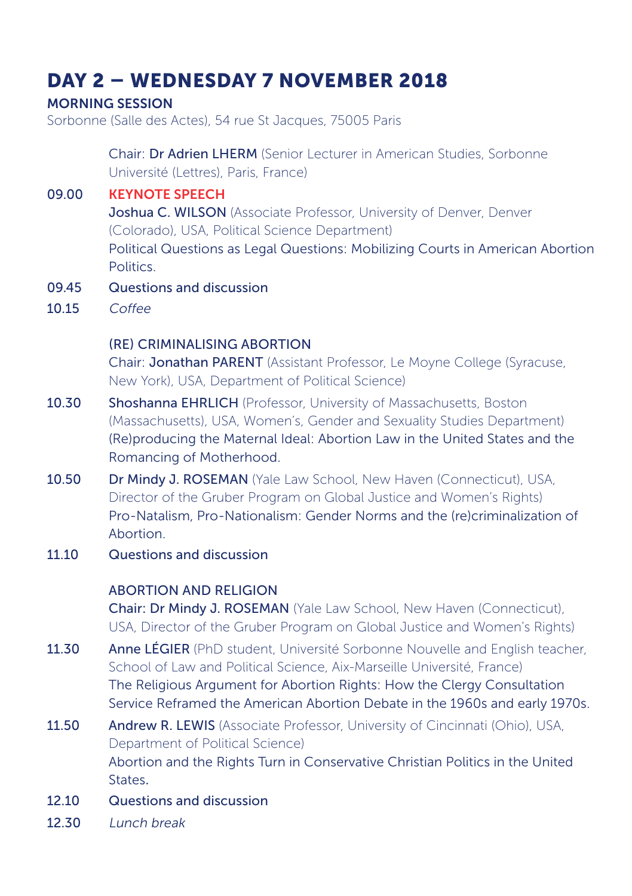# DAY 2 – WEDNESDAY 7 NOVEMBER 2018

## MORNING SESSION

Sorbonne (Salle des Actes), 54 rue St Jacques, 75005 Paris

Chair: **Dr Adrien LHERM** (Senior Lecturer in American Studies, Sorbonne Université (Lettres), Paris, France)

**09.00** **KEYNOTE SPEECH**
**Joshua C. WILSON** (Associate Professor, University of Denver, Denver (Colorado), USA, Political Science Department)
Political Questions as Legal Questions: Mobilizing Courts in American Abortion Politics.

**09.45** Questions and discussion

**10.15** *Coffee*

### (RE) CRIMINALISING ABORTION

Chair: **Jonathan PARENT** (Assistant Professor, Le Moyne College (Syracuse, New York), USA, Department of Political Science)

**10.30** **Shoshanna EHRLICH** (Professor, University of Massachusetts, Boston (Massachusetts), USA, Women's, Gender and Sexuality Studies Department)
(Re)producing the Maternal Ideal: Abortion Law in the United States and the Romancing of Motherhood.

**10.50** **Dr Mindy J. ROSEMAN** (Yale Law School, New Haven (Connecticut), USA, Director of the Gruber Program on Global Justice and Women's Rights)
Pro-Natalism, Pro-Nationalism: Gender Norms and the (re)criminalization of Abortion.

**11.10** Questions and discussion

### ABORTION AND RELIGION

**Chair: Dr Mindy J. ROSEMAN** (Yale Law School, New Haven (Connecticut), USA, Director of the Gruber Program on Global Justice and Women's Rights)

**11.30** **Anne LÉGIER** (PhD student, Université Sorbonne Nouvelle and English teacher, School of Law and Political Science, Aix-Marseille Université, France)
The Religious Argument for Abortion Rights: How the Clergy Consultation Service Reframed the American Abortion Debate in the 1960s and early 1970s.

**11.50** **Andrew R. LEWIS** (Associate Professor, University of Cincinnati (Ohio), USA, Department of Political Science)
Abortion and the Rights Turn in Conservative Christian Politics in the United States.

**12.10** Questions and discussion

**12.30** *Lunch break*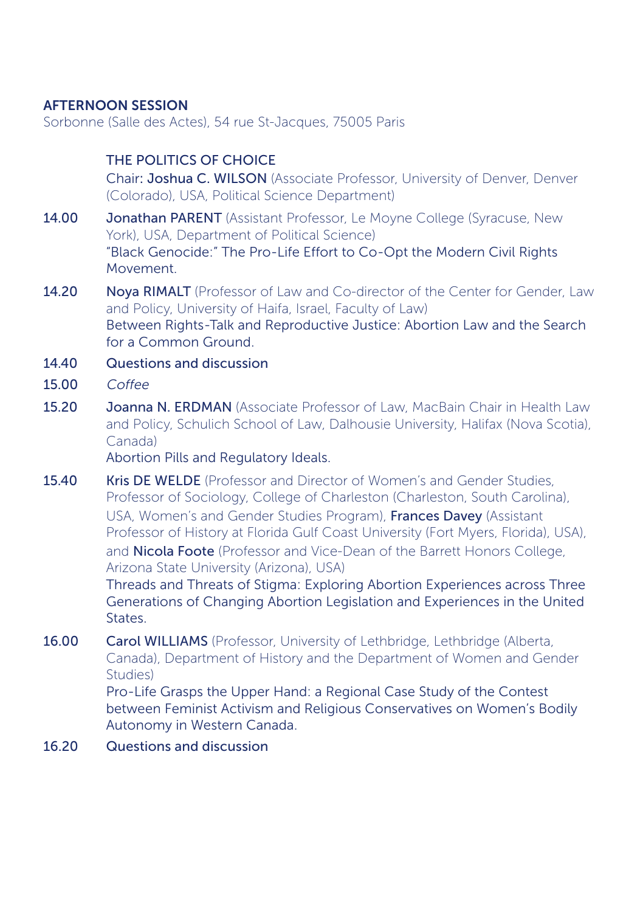## AFTERNOON SESSION

Sorbonne (Salle des Actes), 54 rue St-Jacques, 75005 Paris

### THE POLITICS OF CHOICE

Chair: **Joshua C. WILSON** (Associate Professor, University of Denver, Denver (Colorado), USA, Political Science Department)

**14.00** **Jonathan PARENT** (Assistant Professor, Le Moyne College (Syracuse, New York), USA, Department of Political Science)
"Black Genocide:" The Pro-Life Effort to Co-Opt the Modern Civil Rights Movement.

**14.20** **Noya RIMALT** (Professor of Law and Co-director of the Center for Gender, Law and Policy, University of Haifa, Israel, Faculty of Law)
Between Rights-Talk and Reproductive Justice: Abortion Law and the Search for a Common Ground.

**14.40** Questions and discussion

**15.00** *Coffee*

**15.20** **Joanna N. ERDMAN** (Associate Professor of Law, MacBain Chair in Health Law and Policy, Schulich School of Law, Dalhousie University, Halifax (Nova Scotia), Canada)
Abortion Pills and Regulatory Ideals.

**15.40** **Kris DE WELDE** (Professor and Director of Women's and Gender Studies, Professor of Sociology, College of Charleston (Charleston, South Carolina), USA, Women's and Gender Studies Program), **Frances Davey** (Assistant Professor of History at Florida Gulf Coast University (Fort Myers, Florida), USA), and **Nicola Foote** (Professor and Vice-Dean of the Barrett Honors College, Arizona State University (Arizona), USA)
Threads and Threats of Stigma: Exploring Abortion Experiences across Three Generations of Changing Abortion Legislation and Experiences in the United States.

**16.00** **Carol WILLIAMS** (Professor, University of Lethbridge, Lethbridge (Alberta, Canada), Department of History and the Department of Women and Gender Studies)
Pro-Life Grasps the Upper Hand: a Regional Case Study of the Contest between Feminist Activism and Religious Conservatives on Women's Bodily Autonomy in Western Canada.

**16.20** Questions and discussion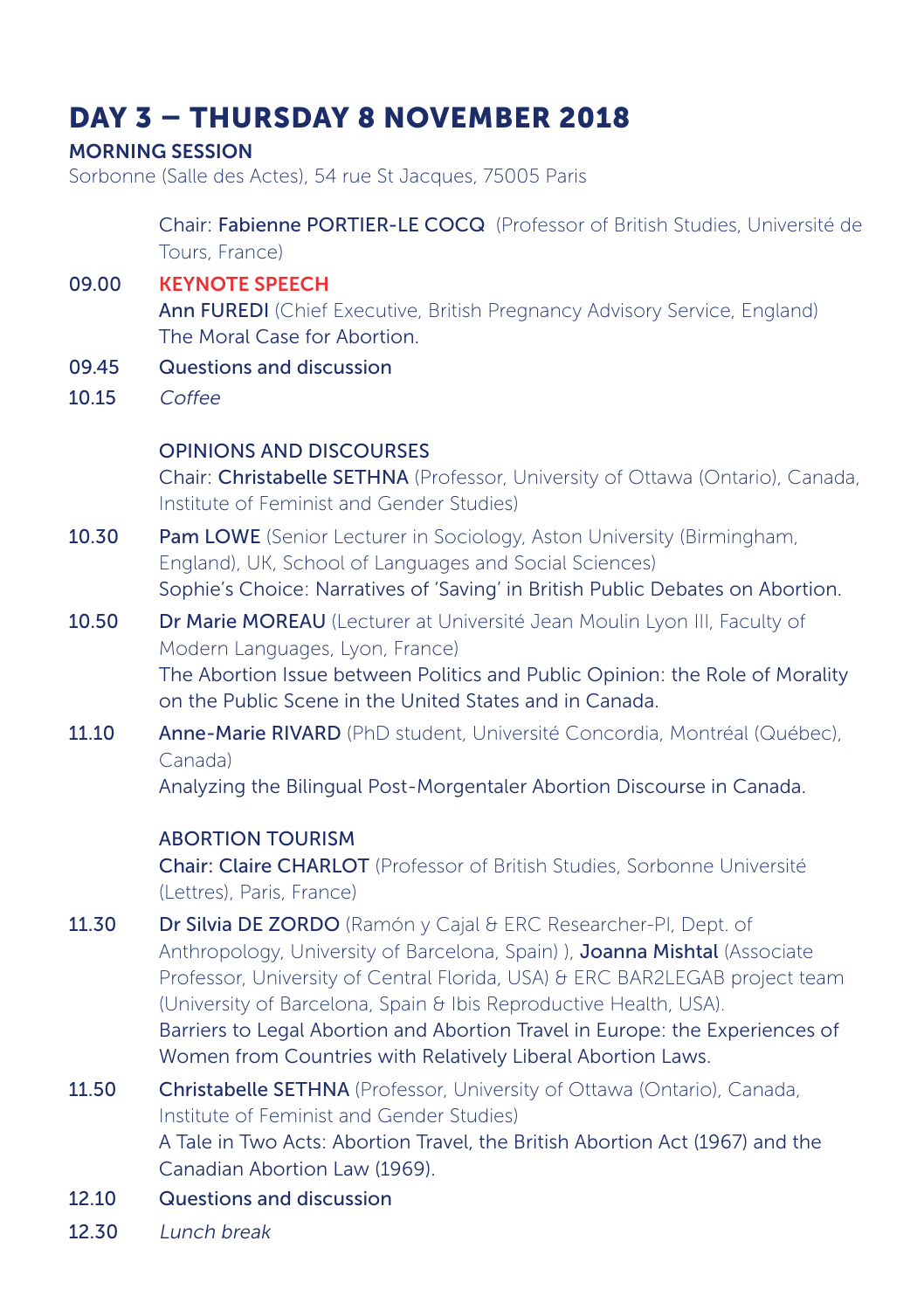# DAY 3 – THURSDAY 8 NOVEMBER 2018

## MORNING SESSION

Sorbonne (Salle des Actes), 54 rue St Jacques, 75005 Paris

Chair: **Fabienne PORTIER-LE COCQ** (Professor of British Studies, Université de Tours, France)

**09.00** **KEYNOTE SPEECH**
**Ann FUREDI** (Chief Executive, British Pregnancy Advisory Service, England)
The Moral Case for Abortion.

**09.45** Questions and discussion

**10.15** *Coffee*

### OPINIONS AND DISCOURSES

Chair: **Christabelle SETHNA** (Professor, University of Ottawa (Ontario), Canada, Institute of Feminist and Gender Studies)

**10.30** **Pam LOWE** (Senior Lecturer in Sociology, Aston University (Birmingham, England), UK, School of Languages and Social Sciences)
Sophie's Choice: Narratives of 'Saving' in British Public Debates on Abortion.

**10.50** **Dr Marie MOREAU** (Lecturer at Université Jean Moulin Lyon III, Faculty of Modern Languages, Lyon, France)
The Abortion Issue between Politics and Public Opinion: the Role of Morality on the Public Scene in the United States and in Canada.

**11.10** **Anne-Marie RIVARD** (PhD student, Université Concordia, Montréal (Québec), Canada)
Analyzing the Bilingual Post-Morgentaler Abortion Discourse in Canada.

### ABORTION TOURISM

**Chair: Claire CHARLOT** (Professor of British Studies, Sorbonne Université (Lettres), Paris, France)

**11.30** **Dr Silvia DE ZORDO** (Ramón y Cajal & ERC Researcher-PI, Dept. of Anthropology, University of Barcelona, Spain) ), **Joanna Mishtal** (Associate Professor, University of Central Florida, USA) & ERC BAR2LEGAB project team (University of Barcelona, Spain & Ibis Reproductive Health, USA).
Barriers to Legal Abortion and Abortion Travel in Europe: the Experiences of Women from Countries with Relatively Liberal Abortion Laws.

**11.50** **Christabelle SETHNA** (Professor, University of Ottawa (Ontario), Canada, Institute of Feminist and Gender Studies)
A Tale in Two Acts: Abortion Travel, the British Abortion Act (1967) and the Canadian Abortion Law (1969).

**12.10** Questions and discussion

**12.30** *Lunch break*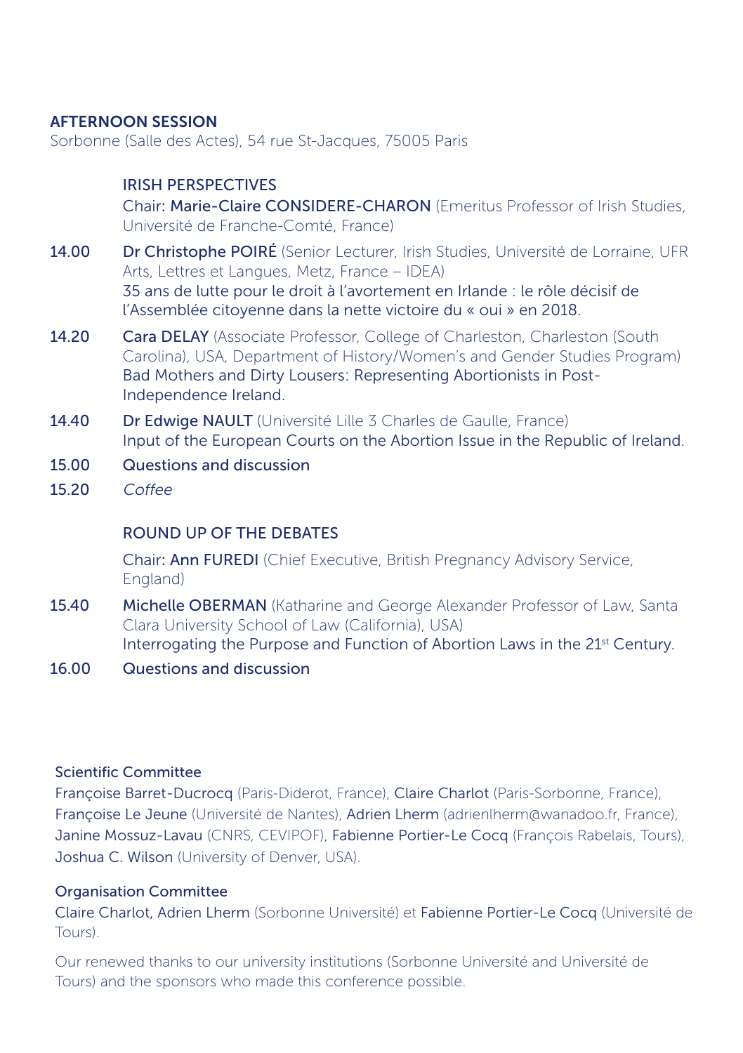## AFTERNOON SESSION

Sorbonne (Salle des Actes), 54 rue St-Jacques, 75005 Paris

### IRISH PERSPECTIVES

Chair: Marie-Claire CONSIDERE-CHARON (Emeritus Professor of Irish Studies, Université de Franche-Comté, France)

**14.00** Dr Christophe POIRÉ (Senior Lecturer, Irish Studies, Université de Lorraine, UFR Arts, Lettres et Langues, Metz, France – IDEA)
35 ans de lutte pour le droit à l'avortement en Irlande : le rôle décisif de l'Assemblée citoyenne dans la nette victoire du « oui » en 2018.

**14.20** Cara DELAY (Associate Professor, College of Charleston, Charleston (South Carolina), USA, Department of History/Women's and Gender Studies Program)
Bad Mothers and Dirty Lousers: Representing Abortionists in Post-Independence Ireland.

**14.40** Dr Edwige NAULT (Université Lille 3 Charles de Gaulle, France)
Input of the European Courts on the Abortion Issue in the Republic of Ireland.

**15.00** Questions and discussion

**15.20** *Coffee*

### ROUND UP OF THE DEBATES

Chair: Ann FUREDI (Chief Executive, British Pregnancy Advisory Service, England)

**15.40** Michelle OBERMAN (Katharine and George Alexander Professor of Law, Santa Clara University School of Law (California), USA)
Interrogating the Purpose and Function of Abortion Laws in the 21st Century.

**16.00** Questions and discussion

### Scientific Committee

Françoise Barret-Ducrocq (Paris-Diderot, France), Claire Charlot (Paris-Sorbonne, France), Françoise Le Jeune (Université de Nantes), Adrien Lherm (adrienlherm@wanadoo.fr, France), Janine Mossuz-Lavau (CNRS, CEVIPOF), Fabienne Portier-Le Cocq (François Rabelais, Tours), Joshua C. Wilson (University of Denver, USA).

### Organisation Committee

Claire Charlot, Adrien Lherm (Sorbonne Université) et Fabienne Portier-Le Cocq (Université de Tours).

Our renewed thanks to our university institutions (Sorbonne Université and Université de Tours) and the sponsors who made this conference possible.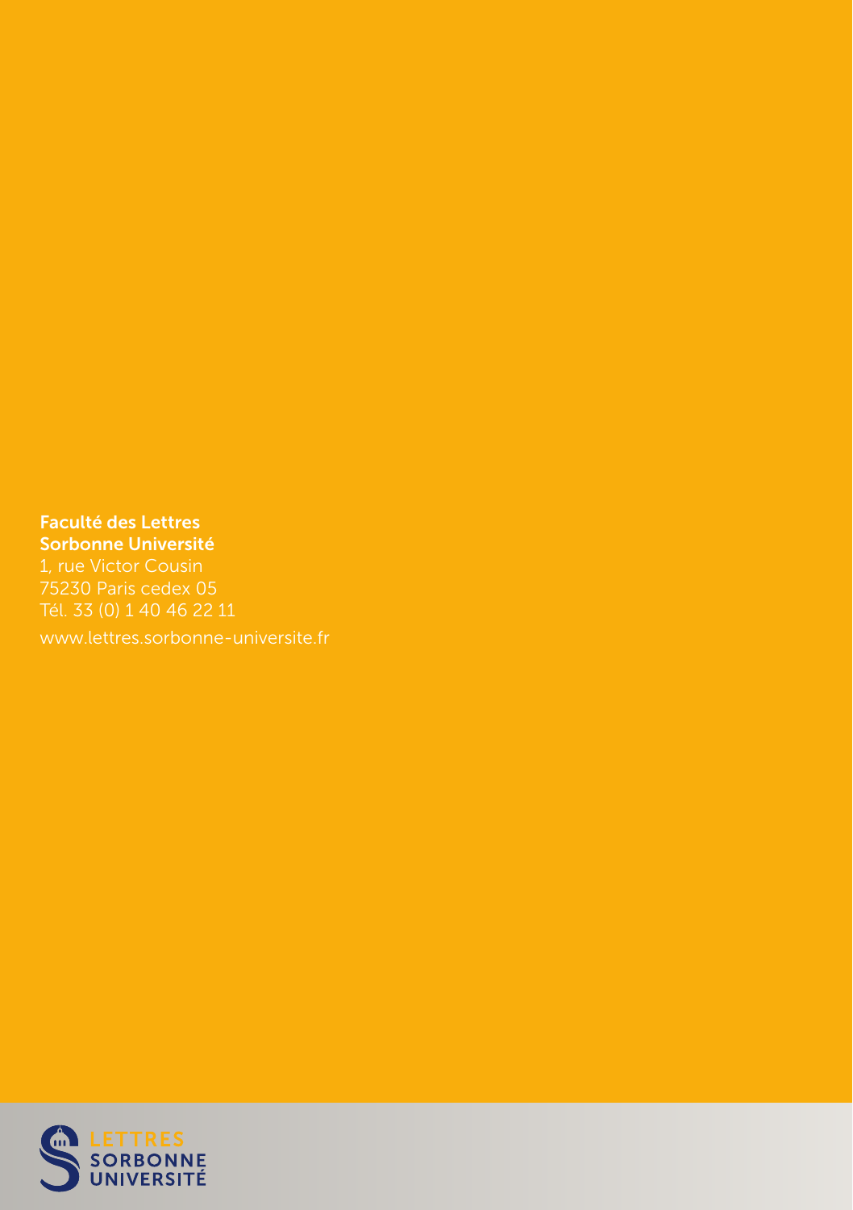**Faculté des Lettres**
**Sorbonne Université**
1, rue Victor Cousin
75230 Paris cedex 05
Tél. 33 (0) 1 40 46 22 11

www.lettres.sorbonne-universite.fr

LETTRES
SORBONNE
UNIVERSITÉ